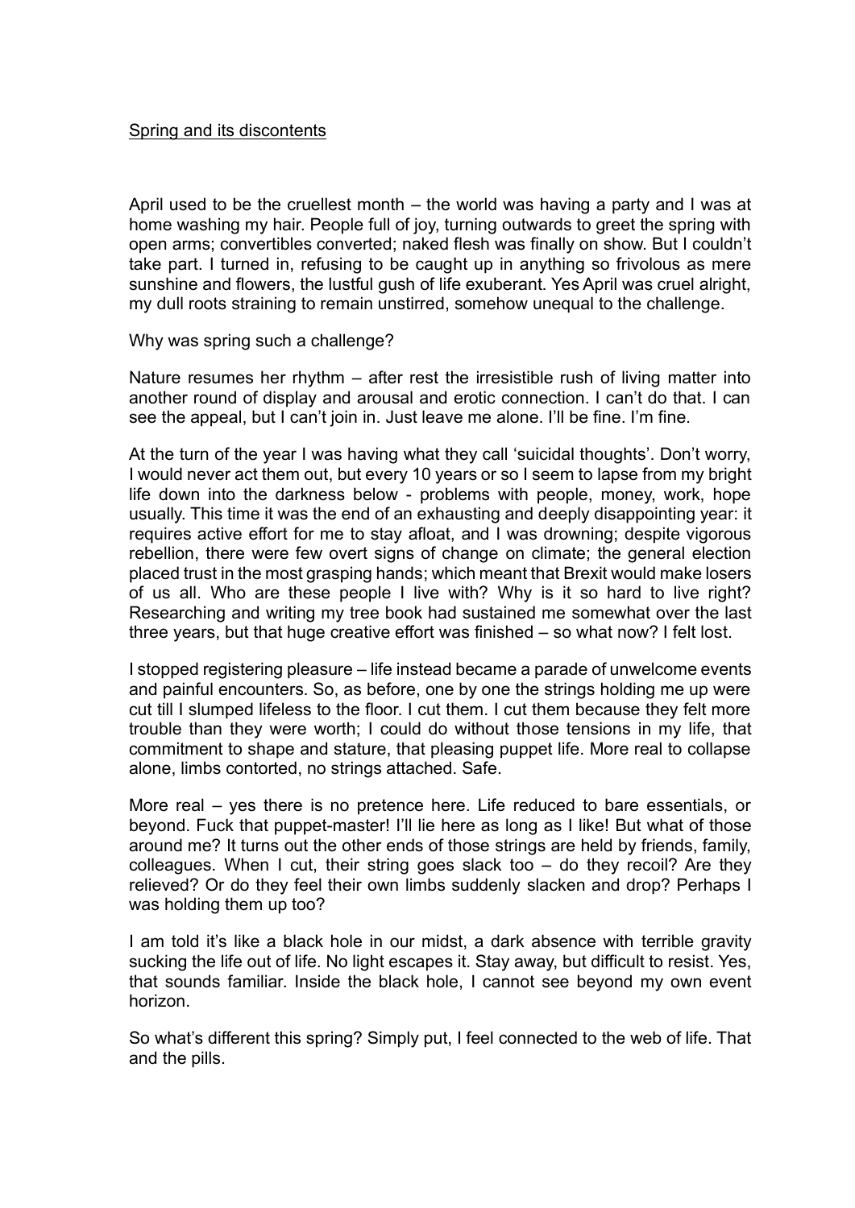Spring and its discontents

April used to be the cruellest month – the world was having a party and I was at home washing my hair. People full of joy, turning outwards to greet the spring with open arms; convertibles converted; naked flesh was finally on show. But I couldn't take part. I turned in, refusing to be caught up in anything so frivolous as mere sunshine and flowers, the lustful gush of life exuberant. Yes April was cruel alright, my dull roots straining to remain unstirred, somehow unequal to the challenge.

Why was spring such a challenge?

Nature resumes her rhythm – after rest the irresistible rush of living matter into another round of display and arousal and erotic connection. I can't do that. I can see the appeal, but I can't join in. Just leave me alone. I'll be fine. I'm fine.

At the turn of the year I was having what they call 'suicidal thoughts'. Don't worry, I would never act them out, but every 10 years or so I seem to lapse from my bright life down into the darkness below - problems with people, money, work, hope usually. This time it was the end of an exhausting and deeply disappointing year: it requires active effort for me to stay afloat, and I was drowning; despite vigorous rebellion, there were few overt signs of change on climate; the general election placed trust in the most grasping hands; which meant that Brexit would make losers of us all. Who are these people I live with? Why is it so hard to live right? Researching and writing my tree book had sustained me somewhat over the last three years, but that huge creative effort was finished – so what now? I felt lost.

I stopped registering pleasure – life instead became a parade of unwelcome events and painful encounters. So, as before, one by one the strings holding me up were cut till I slumped lifeless to the floor. I cut them. I cut them because they felt more trouble than they were worth; I could do without those tensions in my life, that commitment to shape and stature, that pleasing puppet life. More real to collapse alone, limbs contorted, no strings attached. Safe.

More real – yes there is no pretence here. Life reduced to bare essentials, or beyond. Fuck that puppet-master! I'll lie here as long as I like! But what of those around me? It turns out the other ends of those strings are held by friends, family, colleagues. When I cut, their string goes slack too – do they recoil? Are they relieved? Or do they feel their own limbs suddenly slacken and drop? Perhaps I was holding them up too?

I am told it's like a black hole in our midst, a dark absence with terrible gravity sucking the life out of life. No light escapes it. Stay away, but difficult to resist. Yes, that sounds familiar. Inside the black hole, I cannot see beyond my own event horizon.

So what's different this spring? Simply put, I feel connected to the web of life. That and the pills.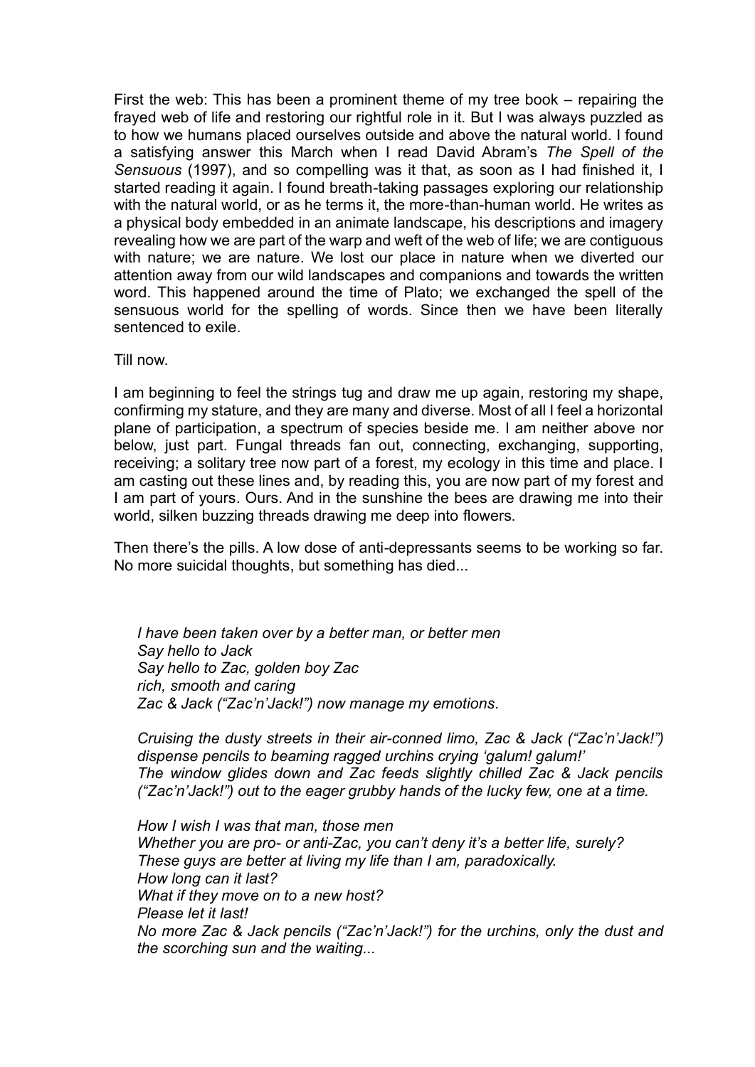First the web: This has been a prominent theme of my tree book – repairing the frayed web of life and restoring our rightful role in it. But I was always puzzled as to how we humans placed ourselves outside and above the natural world. I found a satisfying answer this March when I read David Abram's *The Spell of the Sensuous* (1997), and so compelling was it that, as soon as I had finished it, I started reading it again. I found breath-taking passages exploring our relationship with the natural world, or as he terms it, the more-than-human world. He writes as a physical body embedded in an animate landscape, his descriptions and imagery revealing how we are part of the warp and weft of the web of life; we are contiguous with nature; we are nature. We lost our place in nature when we diverted our attention away from our wild landscapes and companions and towards the written word. This happened around the time of Plato; we exchanged the spell of the sensuous world for the spelling of words. Since then we have been literally sentenced to exile.

Till now.

I am beginning to feel the strings tug and draw me up again, restoring my shape, confirming my stature, and they are many and diverse. Most of all I feel a horizontal plane of participation, a spectrum of species beside me. I am neither above nor below, just part. Fungal threads fan out, connecting, exchanging, supporting, receiving; a solitary tree now part of a forest, my ecology in this time and place. I am casting out these lines and, by reading this, you are now part of my forest and I am part of yours. Ours. And in the sunshine the bees are drawing me into their world, silken buzzing threads drawing me deep into flowers.

Then there's the pills. A low dose of anti-depressants seems to be working so far. No more suicidal thoughts, but something has died...

*I have been taken over by a better man, or better men*
*Say hello to Jack*
*Say hello to Zac, golden boy Zac*
*rich, smooth and caring*
*Zac & Jack ("Zac'n'Jack!") now manage my emotions.*

*Cruising the dusty streets in their air-conned limo, Zac & Jack ("Zac'n'Jack!") dispense pencils to beaming ragged urchins crying 'galum! galum!'*
*The window glides down and Zac feeds slightly chilled Zac & Jack pencils ("Zac'n'Jack!") out to the eager grubby hands of the lucky few, one at a time.*

*How I wish I was that man, those men*
*Whether you are pro- or anti-Zac, you can't deny it's a better life, surely?*
*These guys are better at living my life than I am, paradoxically.*
*How long can it last?*
*What if they move on to a new host?*
*Please let it last!*
*No more Zac & Jack pencils ("Zac'n'Jack!") for the urchins, only the dust and the scorching sun and the waiting...*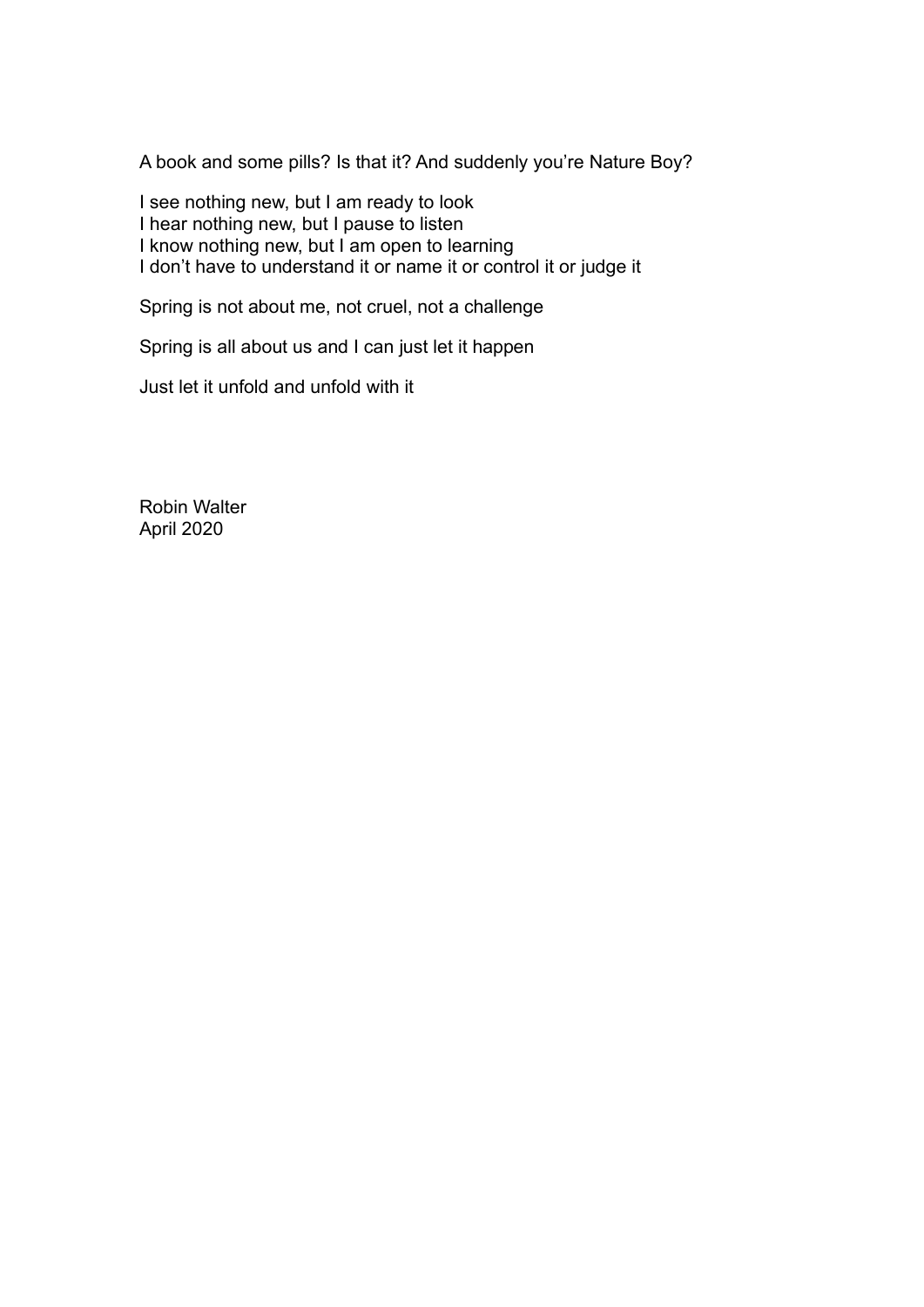A book and some pills? Is that it? And suddenly you're Nature Boy?

I see nothing new, but I am ready to look  
I hear nothing new, but I pause to listen  
I know nothing new, but I am open to learning  
I don't have to understand it or name it or control it or judge it

Spring is not about me, not cruel, not a challenge

Spring is all about us and I can just let it happen

Just let it unfold and unfold with it

Robin Walter  
April 2020